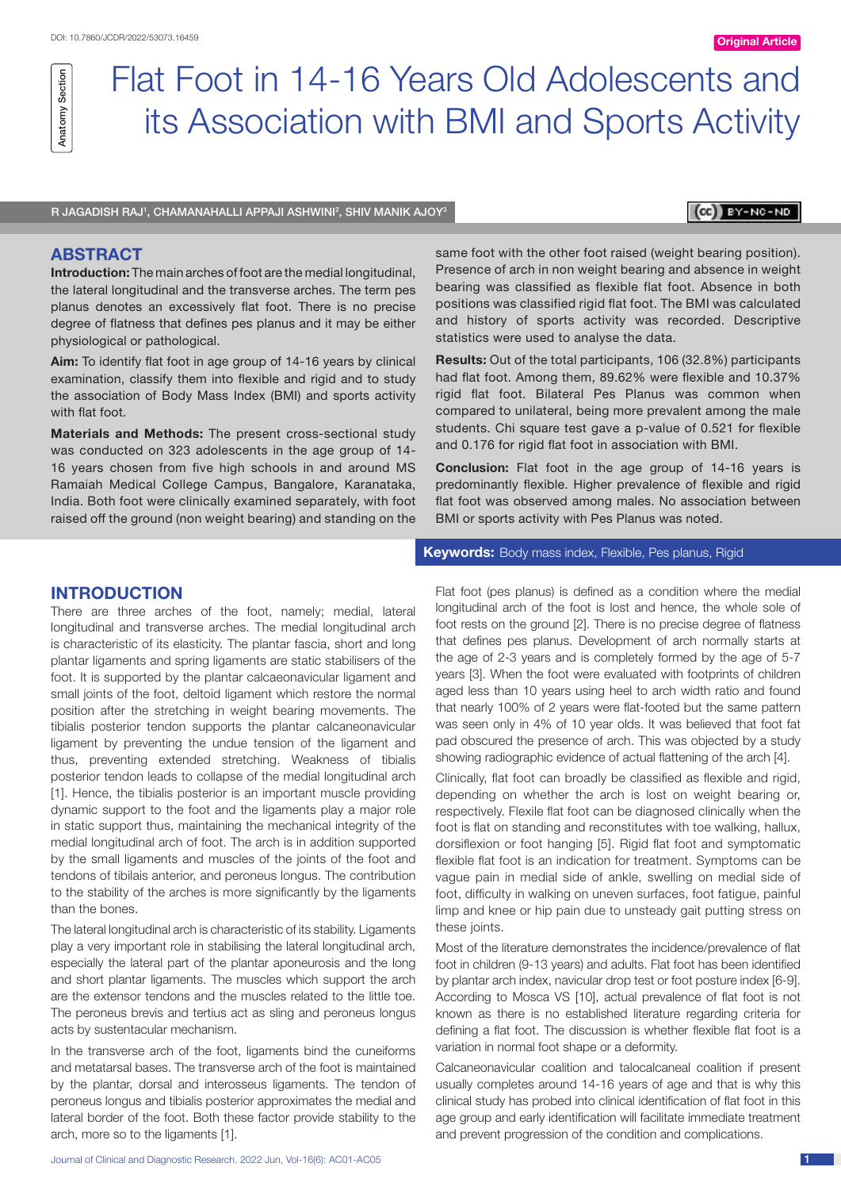# Flat Foot in 14-16 Years Old Adolescents and its Association with BMI and Sports Activity

R JAGADISH RAJ[1], CHAMANAHALLI APPAJI ASHWINI[2], SHIV MANIK AJOY[3]

## ABSTRACT

**Introduction:** The main arches of foot are the medial longitudinal, the lateral longitudinal and the transverse arches. The term pes planus denotes an excessively flat foot. There is no precise degree of flatness that defines pes planus and it may be either physiological or pathological.

**Aim:** To identify flat foot in age group of 14-16 years by clinical examination, classify them into flexible and rigid and to study the association of Body Mass Index (BMI) and sports activity with flat foot.

**Materials and Methods:** The present cross-sectional study was conducted on 323 adolescents in the age group of 14-16 years chosen from five high schools in and around MS Ramaiah Medical College Campus, Bangalore, Karanataka, India. Both foot were clinically examined separately, with foot raised off the ground (non weight bearing) and standing on the same foot with the other foot raised (weight bearing position). Presence of arch in non weight bearing and absence in weight bearing was classified as flexible flat foot. Absence in both positions was classified rigid flat foot. The BMI was calculated and history of sports activity was recorded. Descriptive statistics were used to analyse the data.

**Results:** Out of the total participants, 106 (32.8%) participants had flat foot. Among them, 89.62% were flexible and 10.37% rigid flat foot. Bilateral Pes Planus was common when compared to unilateral, being more prevalent among the male students. Chi square test gave a p-value of 0.521 for flexible and 0.176 for rigid flat foot in association with BMI.

**Conclusion:** Flat foot in the age group of 14-16 years is predominantly flexible. Higher prevalence of flexible and rigid flat foot was observed among males. No association between BMI or sports activity with Pes Planus was noted.

**Keywords:** Body mass index, Flexible, Pes planus, Rigid

## INTRODUCTION

There are three arches of the foot, namely; medial, lateral longitudinal and transverse arches. The medial longitudinal arch is characteristic of its elasticity. The plantar fascia, short and long plantar ligaments and spring ligaments are static stabilisers of the foot. It is supported by the plantar calcaeonavicular ligament and small joints of the foot, deltoid ligament which restore the normal position after the stretching in weight bearing movements. The tibialis posterior tendon supports the plantar calcaneonavicular ligament by preventing the undue tension of the ligament and thus, preventing extended stretching. Weakness of tibialis posterior tendon leads to collapse of the medial longitudinal arch [1]. Hence, the tibialis posterior is an important muscle providing dynamic support to the foot and the ligaments play a major role in static support thus, maintaining the mechanical integrity of the medial longitudinal arch of foot. The arch is in addition supported by the small ligaments and muscles of the joints of the foot and tendons of tibilais anterior, and peroneus longus. The contribution to the stability of the arches is more significantly by the ligaments than the bones.

The lateral longitudinal arch is characteristic of its stability. Ligaments play a very important role in stabilising the lateral longitudinal arch, especially the lateral part of the plantar aponeurosis and the long and short plantar ligaments. The muscles which support the arch are the extensor tendons and the muscles related to the little toe. The peroneus brevis and tertius act as sling and peroneus longus acts by sustentacular mechanism.

In the transverse arch of the foot, ligaments bind the cuneiforms and metatarsal bases. The transverse arch of the foot is maintained by the plantar, dorsal and interosseus ligaments. The tendon of peroneus longus and tibialis posterior approximates the medial and lateral border of the foot. Both these factor provide stability to the arch, more so to the ligaments [1].

Flat foot (pes planus) is defined as a condition where the medial longitudinal arch of the foot is lost and hence, the whole sole of foot rests on the ground [2]. There is no precise degree of flatness that defines pes planus. Development of arch normally starts at the age of 2-3 years and is completely formed by the age of 5-7 years [3]. When the foot were evaluated with footprints of children aged less than 10 years using heel to arch width ratio and found that nearly 100% of 2 years were flat-footed but the same pattern was seen only in 4% of 10 year olds. It was believed that foot fat pad obscured the presence of arch. This was objected by a study showing radiographic evidence of actual flattening of the arch [4].

Clinically, flat foot can broadly be classified as flexible and rigid, depending on whether the arch is lost on weight bearing or, respectively. Flexile flat foot can be diagnosed clinically when the foot is flat on standing and reconstitutes with toe walking, hallux, dorsiflexion or foot hanging [5]. Rigid flat foot and symptomatic flexible flat foot is an indication for treatment. Symptoms can be vague pain in medial side of ankle, swelling on medial side of foot, difficulty in walking on uneven surfaces, foot fatigue, painful limp and knee or hip pain due to unsteady gait putting stress on these joints.

Most of the literature demonstrates the incidence/prevalence of flat foot in children (9-13 years) and adults. Flat foot has been identified by plantar arch index, navicular drop test or foot posture index [6-9]. According to Mosca VS [10], actual prevalence of flat foot is not known as there is no established literature regarding criteria for defining a flat foot. The discussion is whether flexible flat foot is a variation in normal foot shape or a deformity.

Calcaneonavicular coalition and talocalcaneal coalition if present usually completes around 14-16 years of age and that is why this clinical study has probed into clinical identification of flat foot in this age group and early identification will facilitate immediate treatment and prevent progression of the condition and complications.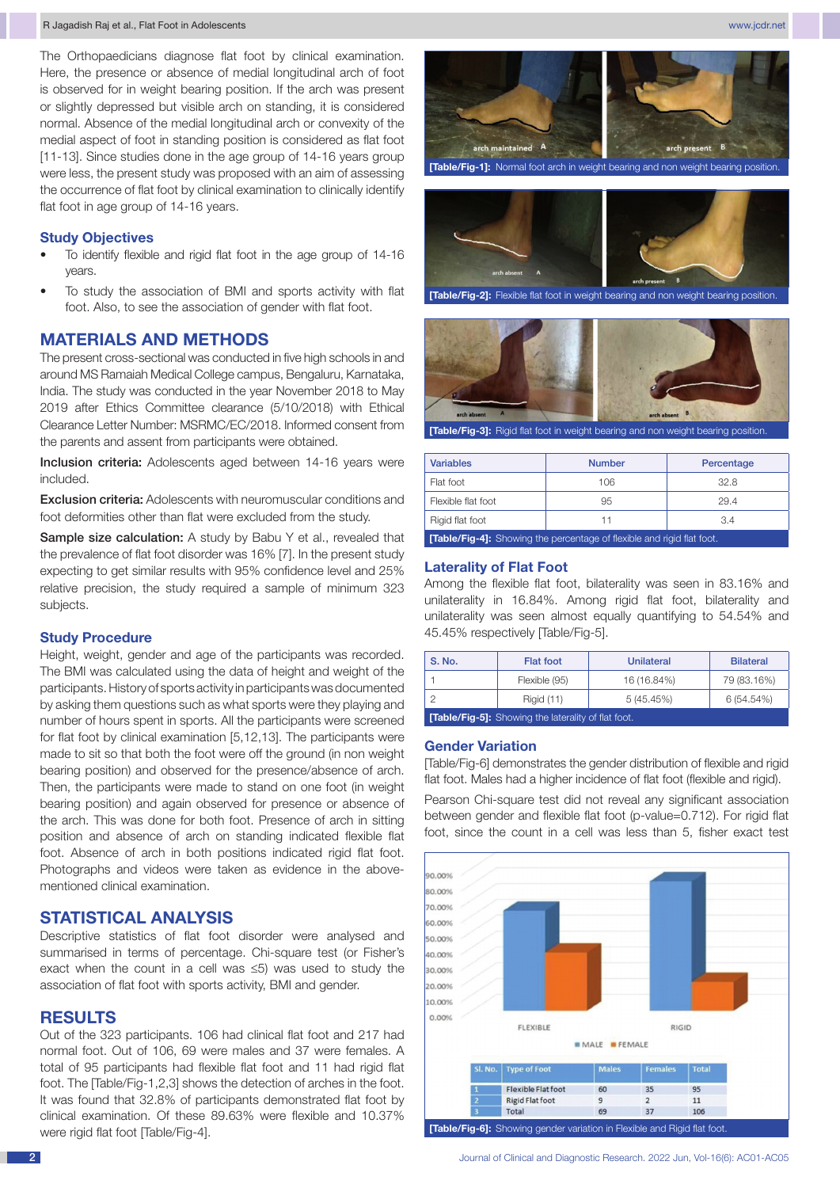The Orthopaedicians diagnose flat foot by clinical examination. Here, the presence or absence of medial longitudinal arch of foot is observed for in weight bearing position. If the arch was present or slightly depressed but visible arch on standing, it is considered normal. Absence of the medial longitudinal arch or convexity of the medial aspect of foot in standing position is considered as flat foot [11-13]. Since studies done in the age group of 14-16 years group were less, the present study was proposed with an aim of assessing the occurrence of flat foot by clinical examination to clinically identify flat foot in age group of 14-16 years.

### Study Objectives

- To identify flexible and rigid flat foot in the age group of 14-16 years.
- To study the association of BMI and sports activity with flat foot. Also, to see the association of gender with flat foot.

## MATERIALS AND METHODS

The present cross-sectional was conducted in five high schools in and around MS Ramaiah Medical College campus, Bengaluru, Karnataka, India. The study was conducted in the year November 2018 to May 2019 after Ethics Committee clearance (5/10/2018) with Ethical Clearance Letter Number: MSRMC/EC/2018. Informed consent from the parents and assent from participants were obtained.

**Inclusion criteria:** Adolescents aged between 14-16 years were included.

**Exclusion criteria:** Adolescents with neuromuscular conditions and foot deformities other than flat were excluded from the study.

**Sample size calculation:** A study by Babu Y et al., revealed that the prevalence of flat foot disorder was 16% [7]. In the present study expecting to get similar results with 95% confidence level and 25% relative precision, the study required a sample of minimum 323 subjects.

### Study Procedure

Height, weight, gender and age of the participants was recorded. The BMI was calculated using the data of height and weight of the participants. History of sports activity in participants was documented by asking them questions such as what sports were they playing and number of hours spent in sports. All the participants were screened for flat foot by clinical examination [5,12,13]. The participants were made to sit so that both the foot were off the ground (in non weight bearing position) and observed for the presence/absence of arch. Then, the participants were made to stand on one foot (in weight bearing position) and again observed for presence or absence of the arch. This was done for both foot. Presence of arch in sitting position and absence of arch on standing indicated flexible flat foot. Absence of arch in both positions indicated rigid flat foot. Photographs and videos were taken as evidence in the above-mentioned clinical examination.

## STATISTICAL ANALYSIS

Descriptive statistics of flat foot disorder were analysed and summarised in terms of percentage. Chi-square test (or Fisher's exact when the count in a cell was ≤5) was used to study the association of flat foot with sports activity, BMI and gender.

## RESULTS

Out of the 323 participants. 106 had clinical flat foot and 217 had normal foot. Out of 106, 69 were males and 37 were females. A total of 95 participants had flexible flat foot and 11 had rigid flat foot. The [Table/Fig-1,2,3] shows the detection of arches in the foot. It was found that 32.8% of participants demonstrated flat foot by clinical examination. Of these 89.63% were flexible and 10.37% were rigid flat foot [Table/Fig-4].

[Table/Fig-1]: Normal foot arch in weight bearing and non weight bearing position.

[Table/Fig-2]: Flexible flat foot in weight bearing and non weight bearing position.

[Table/Fig-3]: Rigid flat foot in weight bearing and non weight bearing position.

| Variables | Number | Percentage |
|---|---|---|
| Flat foot | 106 | 32.8 |
| Flexible flat foot | 95 | 29.4 |
| Rigid flat foot | 11 | 3.4 |

[Table/Fig-4]: Showing the percentage of flexible and rigid flat foot.

### Laterality of Flat Foot

Among the flexible flat foot, bilaterality was seen in 83.16% and unilaterality in 16.84%. Among rigid flat foot, bilaterality and unilaterality was seen almost equally quantifying to 54.54% and 45.45% respectively [Table/Fig-5].

| S. No. | Flat foot | Unilateral | Bilateral |
|---|---|---|---|
| 1 | Flexible (95) | 16 (16.84%) | 79 (83.16%) |
| 2 | Rigid (11) | 5 (45.45%) | 6 (54.54%) |

[Table/Fig-5]: Showing the laterality of flat foot.

### Gender Variation

[Table/Fig-6] demonstrates the gender distribution of flexible and rigid flat foot. Males had a higher incidence of flat foot (flexible and rigid).

Pearson Chi-square test did not reveal any significant association between gender and flexible flat foot (p-value=0.712). For rigid flat foot, since the count in a cell was less than 5, fisher exact test

| Sl. No. | Type of Foot | Males | Females | Total |
|---|---|---|---|---|
| 1 | Flexible Flat foot | 60 | 35 | 95 |
| 2 | Rigid Flat foot | 9 | 2 | 11 |
| 3 | Total | 69 | 37 | 106 |

[Table/Fig-6]: Showing gender variation in Flexible and Rigid flat foot.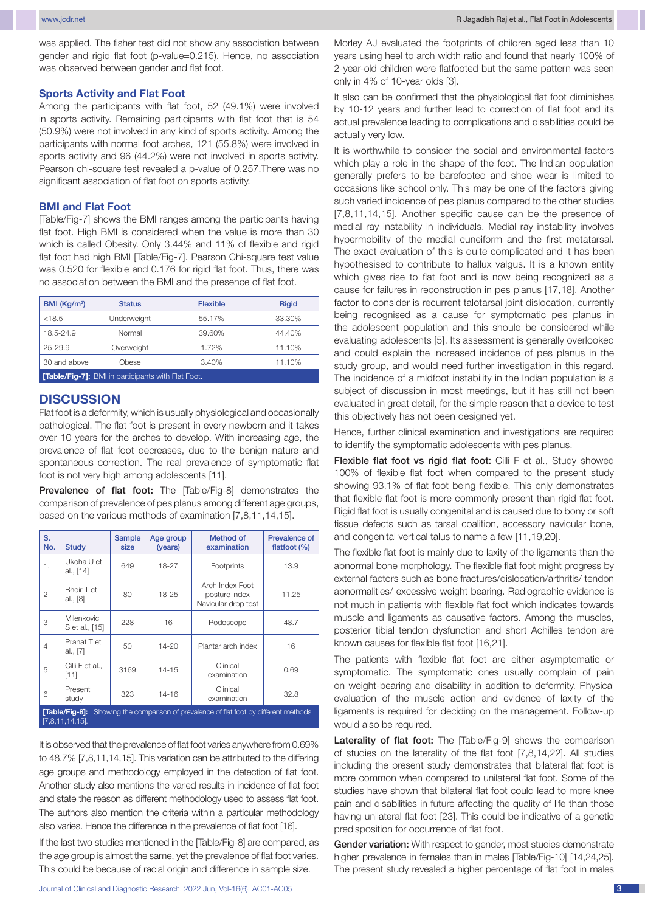was applied. The fisher test did not show any association between gender and rigid flat foot (p-value=0.215). Hence, no association was observed between gender and flat foot.

### Sports Activity and Flat Foot

Among the participants with flat foot, 52 (49.1%) were involved in sports activity. Remaining participants with flat foot that is 54 (50.9%) were not involved in any kind of sports activity. Among the participants with normal foot arches, 121 (55.8%) were involved in sports activity and 96 (44.2%) were not involved in sports activity. Pearson chi-square test revealed a p-value of 0.257.There was no significant association of flat foot on sports activity.

### BMI and Flat Foot

[Table/Fig-7] shows the BMI ranges among the participants having flat foot. High BMI is considered when the value is more than 30 which is called Obesity. Only 3.44% and 11% of flexible and rigid flat foot had high BMI [Table/Fig-7]. Pearson Chi-square test value was 0.520 for flexible and 0.176 for rigid flat foot. Thus, there was no association between the BMI and the presence of flat foot.

| BMI (Kg/m$^2$) | Status | Flexible | Rigid |
|---|---|---|---|
| <18.5 | Underweight | 55.17% | 33.30% |
| 18.5-24.9 | Normal | 39.60% | 44.40% |
| 25-29.9 | Overweight | 1.72% | 11.10% |
| 30 and above | Obese | 3.40% | 11.10% |

**[Table/Fig-7]:** BMI in participants with Flat Foot.

## DISCUSSION

Flat foot is a deformity, which is usually physiological and occasionally pathological. The flat foot is present in every newborn and it takes over 10 years for the arches to develop. With increasing age, the prevalence of flat foot decreases, due to the benign nature and spontaneous correction. The real prevalence of symptomatic flat foot is not very high among adolescents [11].

**Prevalence of flat foot:** The [Table/Fig-8] demonstrates the comparison of prevalence of pes planus among different age groups, based on the various methods of examination [7,8,11,14,15].

| S. No. | Study | Sample size | Age group (years) | Method of examination | Prevalence of flatfoot (%) |
|---|---|---|---|---|---|
| 1. | Ukoha U et al., [14] | 649 | 18-27 | Footprints | 13.9 |
| 2 | Bhoir T et al., [8] | 80 | 18-25 | Arch Index Foot posture index Navicular drop test | 11.25 |
| 3 | Milenkovic S et al., [15] | 228 | 16 | Podoscope | 48.7 |
| 4 | Pranat T et al., [7] | 50 | 14-20 | Plantar arch index | 16 |
| 5 | Cilli F et al., [11] | 3169 | 14-15 | Clinical examination | 0.69 |
| 6 | Present study | 323 | 14-16 | Clinical examination | 32.8 |

**[Table/Fig-8]:** Showing the comparison of prevalence of flat foot by different methods [7,8,11,14,15].

It is observed that the prevalence of flat foot varies anywhere from 0.69% to 48.7% [7,8,11,14,15]. This variation can be attributed to the differing age groups and methodology employed in the detection of flat foot. Another study also mentions the varied results in incidence of flat foot and state the reason as different methodology used to assess flat foot. The authors also mention the criteria within a particular methodology also varies. Hence the difference in the prevalence of flat foot [16].

If the last two studies mentioned in the [Table/Fig-8] are compared, as the age group is almost the same, yet the prevalence of flat foot varies. This could be because of racial origin and difference in sample size.

Morley AJ evaluated the footprints of children aged less than 10 years using heel to arch width ratio and found that nearly 100% of 2-year-old children were flatfooted but the same pattern was seen only in 4% of 10-year olds [3].

It also can be confirmed that the physiological flat foot diminishes by 10-12 years and further lead to correction of flat foot and its actual prevalence leading to complications and disabilities could be actually very low.

It is worthwhile to consider the social and environmental factors which play a role in the shape of the foot. The Indian population generally prefers to be barefooted and shoe wear is limited to occasions like school only. This may be one of the factors giving such varied incidence of pes planus compared to the other studies [7,8,11,14,15]. Another specific cause can be the presence of medial ray instability in individuals. Medial ray instability involves hypermobility of the medial cuneiform and the first metatarsal. The exact evaluation of this is quite complicated and it has been hypothesised to contribute to hallux valgus. It is a known entity which gives rise to flat foot and is now being recognized as a cause for failures in reconstruction in pes planus [17,18]. Another factor to consider is recurrent talotarsal joint dislocation, currently being recognised as a cause for symptomatic pes planus in the adolescent population and this should be considered while evaluating adolescents [5]. Its assessment is generally overlooked and could explain the increased incidence of pes planus in the study group, and would need further investigation in this regard. The incidence of a midfoot instability in the Indian population is a subject of discussion in most meetings, but it has still not been evaluated in great detail, for the simple reason that a device to test this objectively has not been designed yet.

Hence, further clinical examination and investigations are required to identify the symptomatic adolescents with pes planus.

**Flexible flat foot vs rigid flat foot:** Cilli F et al., Study showed 100% of flexible flat foot when compared to the present study showing 93.1% of flat foot being flexible. This only demonstrates that flexible flat foot is more commonly present than rigid flat foot. Rigid flat foot is usually congenital and is caused due to bony or soft tissue defects such as tarsal coalition, accessory navicular bone, and congenital vertical talus to name a few [11,19,20].

The flexible flat foot is mainly due to laxity of the ligaments than the abnormal bone morphology. The flexible flat foot might progress by external factors such as bone fractures/dislocation/arthritis/ tendon abnormalities/ excessive weight bearing. Radiographic evidence is not much in patients with flexible flat foot which indicates towards muscle and ligaments as causative factors. Among the muscles, posterior tibial tendon dysfunction and short Achilles tendon are known causes for flexible flat foot [16,21].

The patients with flexible flat foot are either asymptomatic or symptomatic. The symptomatic ones usually complain of pain on weight-bearing and disability in addition to deformity. Physical evaluation of the muscle action and evidence of laxity of the ligaments is required for deciding on the management. Follow-up would also be required.

**Laterality of flat foot:** The [Table/Fig-9] shows the comparison of studies on the laterality of the flat foot [7,8,14,22]. All studies including the present study demonstrates that bilateral flat foot is more common when compared to unilateral flat foot. Some of the studies have shown that bilateral flat foot could lead to more knee pain and disabilities in future affecting the quality of life than those having unilateral flat foot [23]. This could be indicative of a genetic predisposition for occurrence of flat foot.

**Gender variation:** With respect to gender, most studies demonstrate higher prevalence in females than in males [Table/Fig-10] [14,24,25]. The present study revealed a higher percentage of flat foot in males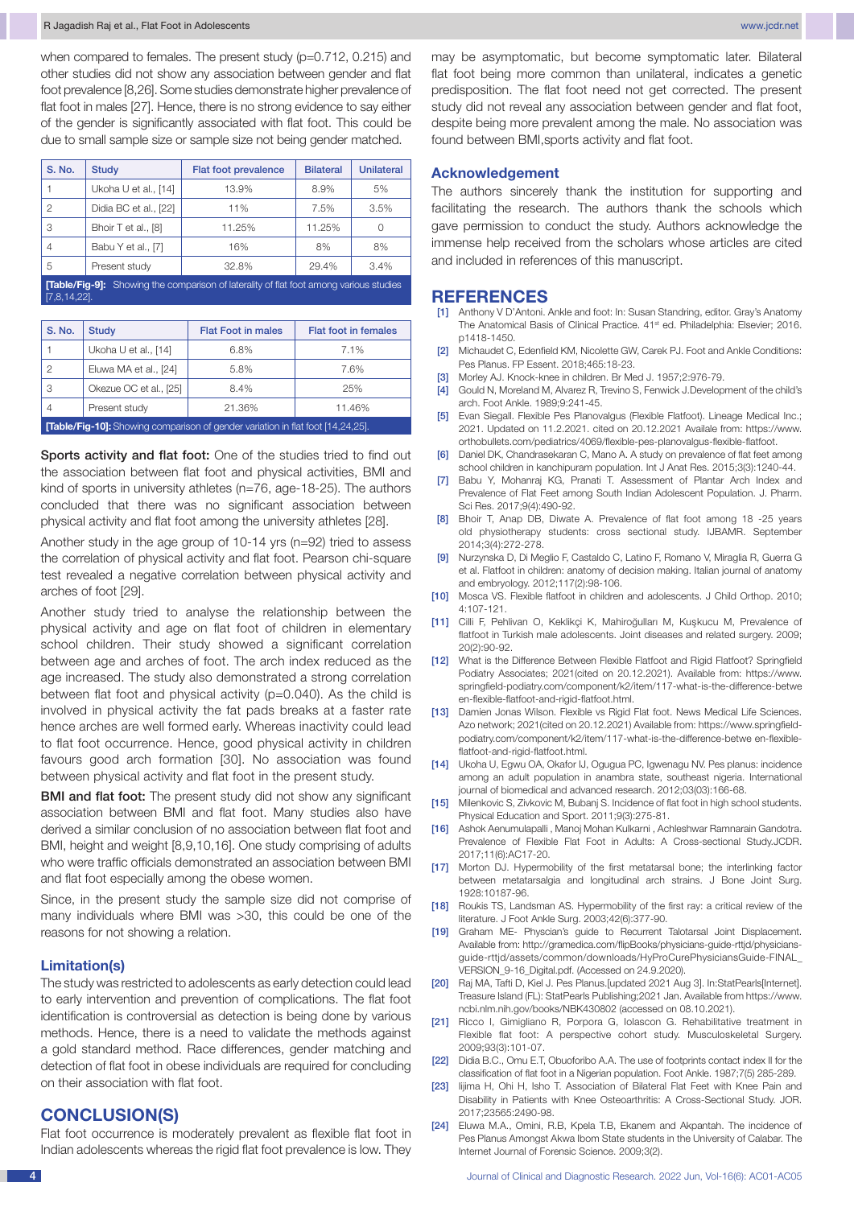when compared to females. The present study (p=0.712, 0.215) and other studies did not show any association between gender and flat foot prevalence [8,26]. Some studies demonstrate higher prevalence of flat foot in males [27]. Hence, there is no strong evidence to say either of the gender is significantly associated with flat foot. This could be due to small sample size or sample size not being gender matched.

| S. No. | Study | Flat foot prevalence | Bilateral | Unilateral |
|---|---|---|---|---|
| 1 | Ukoha U et al., [14] | 13.9% | 8.9% | 5% |
| 2 | Didia BC et al., [22] | 11% | 7.5% | 3.5% |
| 3 | Bhoir T et al., [8] | 11.25% | 11.25% | 0 |
| 4 | Babu Y et al., [7] | 16% | 8% | 8% |
| 5 | Present study | 32.8% | 29.4% | 3.4% |

**[Table/Fig-9]:** Showing the comparison of laterality of flat foot among various studies [7,8,14,22].

| S. No. | Study | Flat Foot in males | Flat foot in females |
|---|---|---|---|
| 1 | Ukoha U et al., [14] | 6.8% | 7.1% |
| 2 | Eluwa MA et al., [24] | 5.8% | 7.6% |
| 3 | Okezue OC et al., [25] | 8.4% | 25% |
| 4 | Present study | 21.36% | 11.46% |

**[Table/Fig-10]:** Showing comparison of gender variation in flat foot [14,24,25].

**Sports activity and flat foot:** One of the studies tried to find out the association between flat foot and physical activities, BMI and kind of sports in university athletes (n=76, age-18-25). The authors concluded that there was no significant association between physical activity and flat foot among the university athletes [28].

Another study in the age group of 10-14 yrs (n=92) tried to assess the correlation of physical activity and flat foot. Pearson chi-square test revealed a negative correlation between physical activity and arches of foot [29].

Another study tried to analyse the relationship between the physical activity and age on flat foot of children in elementary school children. Their study showed a significant correlation between age and arches of foot. The arch index reduced as the age increased. The study also demonstrated a strong correlation between flat foot and physical activity (p=0.040). As the child is involved in physical activity the fat pads breaks at a faster rate hence arches are well formed early. Whereas inactivity could lead to flat foot occurrence. Hence, good physical activity in children favours good arch formation [30]. No association was found between physical activity and flat foot in the present study.

**BMI and flat foot:** The present study did not show any significant association between BMI and flat foot. Many studies also have derived a similar conclusion of no association between flat foot and BMI, height and weight [8,9,10,16]. One study comprising of adults who were traffic officials demonstrated an association between BMI and flat foot especially among the obese women.

Since, in the present study the sample size did not comprise of many individuals where BMI was >30, this could be one of the reasons for not showing a relation.

### Limitation(s)

The study was restricted to adolescents as early detection could lead to early intervention and prevention of complications. The flat foot identification is controversial as detection is being done by various methods. Hence, there is a need to validate the methods against a gold standard method. Race differences, gender matching and detection of flat foot in obese individuals are required for concluding on their association with flat foot.

## CONCLUSION(S)

Flat foot occurrence is moderately prevalent as flexible flat foot in Indian adolescents whereas the rigid flat foot prevalence is low. They may be asymptomatic, but become symptomatic later. Bilateral flat foot being more common than unilateral, indicates a genetic predisposition. The flat foot need not get corrected. The present study did not reveal any association between gender and flat foot, despite being more prevalent among the male. No association was found between BMI,sports activity and flat foot.

### Acknowledgement

The authors sincerely thank the institution for supporting and facilitating the research. The authors thank the schools which gave permission to conduct the study. Authors acknowledge the immense help received from the scholars whose articles are cited and included in references of this manuscript.

## REFERENCES

[1] Anthony V D'Antoni. Ankle and foot: In: Susan Standring, editor. Gray's Anatomy The Anatomical Basis of Clinical Practice. 41st ed. Philadelphia: Elsevier; 2016. p1418-1450.

[2] Michaudet C, Edenfield KM, Nicolette GW, Carek PJ. Foot and Ankle Conditions: Pes Planus. FP Essent. 2018;465:18-23.

[3] Morley AJ. Knock-knee in children. Br Med J. 1957;2:976-79.

[4] Gould N, Moreland M, Alvarez R, Trevino S, Fenwick J.Development of the child's arch. Foot Ankle. 1989;9:241-45.

[5] Evan Siegall. Flexible Pes Planovalgus (Flexible Flatfoot). Lineage Medical Inc.; 2021. Updated on 11.2.2021. cited on 20.12.2021 Availale from: https://www.orthobullets.com/pediatrics/4069/flexible-pes-planovalgus-flexible-flatfoot.

[6] Daniel DK, Chandrasekaran C, Mano A. A study on prevalence of flat feet among school children in kanchipuram population. Int J Anat Res. 2015;3(3):1240-44.

[7] Babu Y, Mohanraj KG, Pranati T. Assessment of Plantar Arch Index and Prevalence of Flat Feet among South Indian Adolescent Population. J. Pharm. Sci Res. 2017;9(4):490-92.

[8] Bhoir T, Anap DB, Diwate A. Prevalence of flat foot among 18 -25 years old physiotherapy students: cross sectional study. IJBAMR. September 2014;3(4):272-278.

[9] Nurzynska D, Di Meglio F, Castaldo C, Latino F, Romano V, Miraglia R, Guerra G et al. Flatfoot in children: anatomy of decision making. Italian journal of anatomy and embryology. 2012;117(2):98-106.

[10] Mosca VS. Flexible flatfoot in children and adolescents. J Child Orthop. 2010; 4:107-121.

[11] Cilli F, Pehlivan O, Keklikçi K, Mahiroğulları M, Kuşkucu M, Prevalence of flatfoot in Turkish male adolescents. Joint diseases and related surgery. 2009; 20(2):90-92.

[12] What is the Difference Between Flexible Flatfoot and Rigid Flatfoot? Springfield Podiatry Associates; 2021(cited on 20.12.2021). Available from: https://www.springfield-podiatry.com/component/k2/item/117-what-is-the-difference-betwe en-flexible-flatfoot-and-rigid-flatfoot.html.

[13] Damien Jonas Wilson. Flexible vs Rigid Flat foot. News Medical Life Sciences. Azo network; 2021(cited on 20.12.2021) Available from: https://www.springfield-podiatry.com/component/k2/item/117-what-is-the-difference-betwe en-flexible-flatfoot-and-rigid-flatfoot.html.

[14] Ukoha U, Egwu OA, Okafor IJ, Ogugua PC, Igwenagu NV. Pes planus: incidence among an adult population in anambra state, southeast nigeria. International journal of biomedical and advanced research. 2012;03(03):166-68.

[15] Milenkovic S, Zivkovic M, Bubanj S. Incidence of flat foot in high school students. Physical Education and Sport. 2011;9(3):275-81.

[16] Ashok Aenumulapalli , Manoj Mohan Kulkarni , Achleshwar Ramnarain Gandotra. Prevalence of Flexible Flat Foot in Adults: A Cross-sectional Study.JCDR. 2017;11(6):AC17-20.

[17] Morton DJ. Hypermobility of the first metatarsal bone; the interlinking factor between metatarsalgia and longitudinal arch strains. J Bone Joint Surg. 1928:10187-96.

[18] Roukis TS, Landsman AS. Hypermobility of the first ray: a critical review of the literature. J Foot Ankle Surg. 2003;42(6):377-90.

[19] Graham ME- Physcian's guide to Recurrent Talotarsal Joint Displacement. Available from: http://gramedica.com/flipBooks/physicians-guide-rttjd/physicians-guide-rttjd/assets/common/downloads/HyProCurePhysiciansGuide-FINAL_VERSION_9-16_Digital.pdf. (Accessed on 24.9.2020).

[20] Raj MA, Tafti D, Kiel J. Pes Planus.[updated 2021 Aug 3]. In:StatPearls[Internet]. Treasure Island (FL): StatPearls Publishing;2021 Jan. Available from https://www.ncbi.nlm.nih.gov/books/NBK430802 (accessed on 08.10.2021).

[21] Ricco I, Gimigliano R, Porpora G, Iolascon G. Rehabilitative treatment in Flexible flat foot: A perspective cohort study. Musculoskeletal Surgery. 2009;93(3):101-07.

[22] Didia B.C., Omu E.T, Obuoforibo A.A. The use of footprints contact index II for the classification of flat foot in a Nigerian population. Foot Ankle. 1987;7(5) 285-289.

[23] Iijima H, Ohi H, Isho T. Association of Bilateral Flat Feet with Knee Pain and Disability in Patients with Knee Osteoarthritis: A Cross-Sectional Study. JOR. 2017;23565:2490-98.

[24] Eluwa M.A., Omini, R.B, Kpela T.B, Ekanem and Akpantah. The incidence of Pes Planus Amongst Akwa Ibom State students in the University of Calabar. The Internet Journal of Forensic Science. 2009;3(2).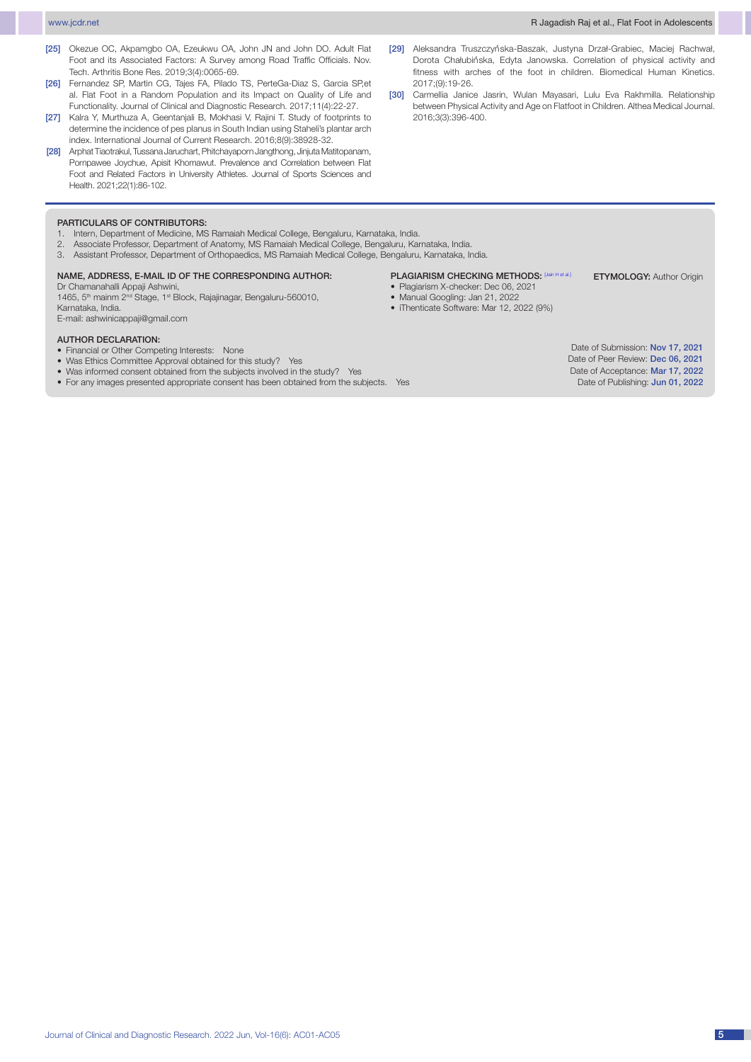[25] Okezue OC, Akpamgbo OA, Ezeukwu OA, John JN and John DO. Adult Flat Foot and its Associated Factors: A Survey among Road Traffic Officials. Nov. Tech. Arthritis Bone Res. 2019;3(4):0065-69.

[26] Fernandez SP, Martin CG, Tajes FA, Pilado TS, PerteGa-Diaz S, Garcia SP,et al. Flat Foot in a Random Population and its Impact on Quality of Life and Functionality. Journal of Clinical and Diagnostic Research. 2017;11(4):22-27.

[27] Kalra Y, Murthuza A, Geentanjali B, Mokhasi V, Rajini T. Study of footprints to determine the incidence of pes planus in South Indian using Staheli's plantar arch index. International Journal of Current Research. 2016;8(9):38928-32.

[28] Arphat Tiaotrakul, Tussana Jaruchart, Phitchayaporn Jangthong, Jinjuta Matitopanam, Pornpawee Joychue, Apisit Khomawut. Prevalence and Correlation between Flat Foot and Related Factors in University Athletes. Journal of Sports Sciences and Health. 2021;22(1):86-102.

[29] Aleksandra Truszczyńska-Baszak, Justyna Drzał-Grabiec, Maciej Rachwał, Dorota Chałubińska, Edyta Janowska. Correlation of physical activity and fitness with arches of the foot in children. Biomedical Human Kinetics. 2017;(9):19-26.

[30] Carmellia Janice Jasrin, Wulan Mayasari, Lulu Eva Rakhmilla. Relationship between Physical Activity and Age on Flatfoot in Children. Althea Medical Journal. 2016;3(3):396-400.

---

**PARTICULARS OF CONTRIBUTORS:**

1. Intern, Department of Medicine, MS Ramaiah Medical College, Bengaluru, Karnataka, India.
2. Associate Professor, Department of Anatomy, MS Ramaiah Medical College, Bengaluru, Karnataka, India.
3. Assistant Professor, Department of Orthopaedics, MS Ramaiah Medical College, Bengaluru, Karnataka, India.

**NAME, ADDRESS, E-MAIL ID OF THE CORRESPONDING AUTHOR:**

Dr Chamanahalli Appaji Ashwini,
1465, 5th mainm 2nd Stage, 1st Block, Rajajinagar, Bengaluru-560010,
Karnataka, India.
E-mail: ashwinicappaji@gmail.com

**PLAGIARISM CHECKING METHODS:** [Jain H et al.]

- Plagiarism X-checker: Dec 06, 2021
- Manual Googling: Jan 21, 2022
- iThenticate Software: Mar 12, 2022 (9%)

**ETYMOLOGY:** Author Origin

**AUTHOR DECLARATION:**

- Financial or Other Competing Interests: None
- Was Ethics Committee Approval obtained for this study? Yes
- Was informed consent obtained from the subjects involved in the study? Yes
- For any images presented appropriate consent has been obtained from the subjects. Yes

Date of Submission: **Nov 17, 2021**
Date of Peer Review: **Dec 06, 2021**
Date of Acceptance: **Mar 17, 2022**
Date of Publishing: **Jun 01, 2022**